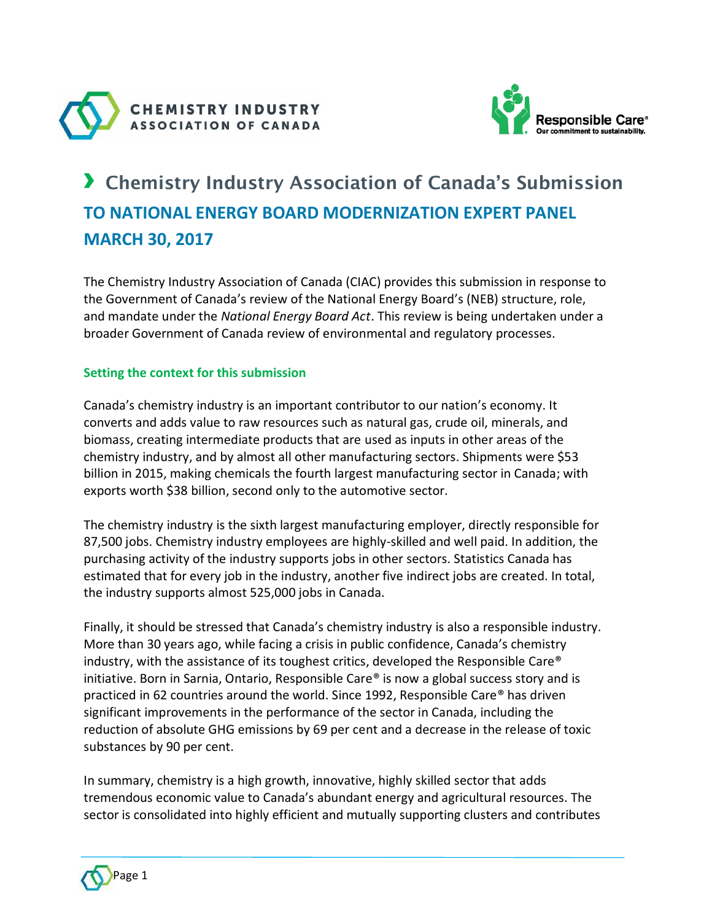# › Chemistry Industry Association of Canada's Submission

## TO NATIONAL ENERGY BOARD MODERNIZATION EXPERT PANEL

## MARCH 30, 2017

The Chemistry Industry Association of Canada (CIAC) provides this submission in response to the Government of Canada's review of the National Energy Board's (NEB) structure, role, and mandate under the *National Energy Board Act*. This review is being undertaken under a broader Government of Canada review of environmental and regulatory processes.

### Setting the context for this submission

Canada's chemistry industry is an important contributor to our nation's economy. It converts and adds value to raw resources such as natural gas, crude oil, minerals, and biomass, creating intermediate products that are used as inputs in other areas of the chemistry industry, and by almost all other manufacturing sectors. Shipments were $53 billion in 2015, making chemicals the fourth largest manufacturing sector in Canada; with exports worth $38 billion, second only to the automotive sector.

The chemistry industry is the sixth largest manufacturing employer, directly responsible for 87,500 jobs. Chemistry industry employees are highly-skilled and well paid. In addition, the purchasing activity of the industry supports jobs in other sectors. Statistics Canada has estimated that for every job in the industry, another five indirect jobs are created. In total, the industry supports almost 525,000 jobs in Canada.

Finally, it should be stressed that Canada's chemistry industry is also a responsible industry. More than 30 years ago, while facing a crisis in public confidence, Canada's chemistry industry, with the assistance of its toughest critics, developed the Responsible Care® initiative. Born in Sarnia, Ontario, Responsible Care® is now a global success story and is practiced in 62 countries around the world. Since 1992, Responsible Care® has driven significant improvements in the performance of the sector in Canada, including the reduction of absolute GHG emissions by 69 per cent and a decrease in the release of toxic substances by 90 per cent.

In summary, chemistry is a high growth, innovative, highly skilled sector that adds tremendous economic value to Canada's abundant energy and agricultural resources. The sector is consolidated into highly efficient and mutually supporting clusters and contributes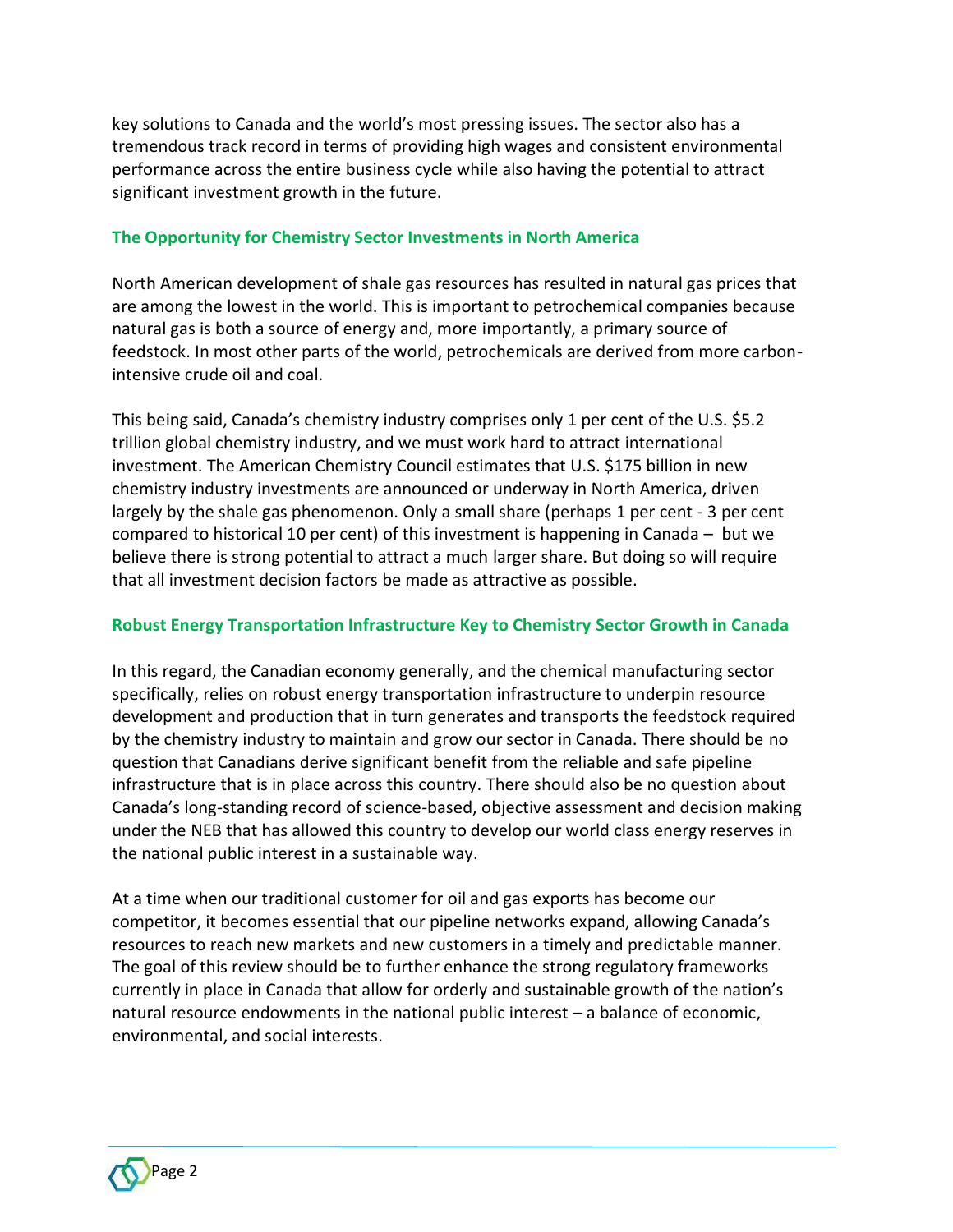key solutions to Canada and the world's most pressing issues. The sector also has a tremendous track record in terms of providing high wages and consistent environmental performance across the entire business cycle while also having the potential to attract significant investment growth in the future.

### The Opportunity for Chemistry Sector Investments in North America

North American development of shale gas resources has resulted in natural gas prices that are among the lowest in the world. This is important to petrochemical companies because natural gas is both a source of energy and, more importantly, a primary source of feedstock. In most other parts of the world, petrochemicals are derived from more carbon-intensive crude oil and coal.

This being said, Canada's chemistry industry comprises only 1 per cent of the U.S. $5.2 trillion global chemistry industry, and we must work hard to attract international investment. The American Chemistry Council estimates that U.S. $175 billion in new chemistry industry investments are announced or underway in North America, driven largely by the shale gas phenomenon. Only a small share (perhaps 1 per cent - 3 per cent compared to historical 10 per cent) of this investment is happening in Canada – but we believe there is strong potential to attract a much larger share. But doing so will require that all investment decision factors be made as attractive as possible.

### Robust Energy Transportation Infrastructure Key to Chemistry Sector Growth in Canada

In this regard, the Canadian economy generally, and the chemical manufacturing sector specifically, relies on robust energy transportation infrastructure to underpin resource development and production that in turn generates and transports the feedstock required by the chemistry industry to maintain and grow our sector in Canada. There should be no question that Canadians derive significant benefit from the reliable and safe pipeline infrastructure that is in place across this country. There should also be no question about Canada's long-standing record of science-based, objective assessment and decision making under the NEB that has allowed this country to develop our world class energy reserves in the national public interest in a sustainable way.

At a time when our traditional customer for oil and gas exports has become our competitor, it becomes essential that our pipeline networks expand, allowing Canada's resources to reach new markets and new customers in a timely and predictable manner. The goal of this review should be to further enhance the strong regulatory frameworks currently in place in Canada that allow for orderly and sustainable growth of the nation's natural resource endowments in the national public interest – a balance of economic, environmental, and social interests.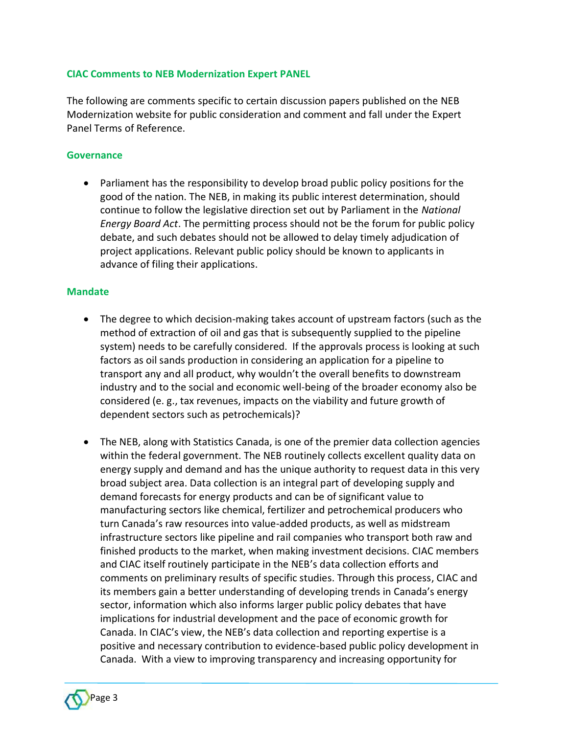## CIAC Comments to NEB Modernization Expert PANEL

The following are comments specific to certain discussion papers published on the NEB Modernization website for public consideration and comment and fall under the Expert Panel Terms of Reference.

### Governance

- Parliament has the responsibility to develop broad public policy positions for the good of the nation. The NEB, in making its public interest determination, should continue to follow the legislative direction set out by Parliament in the *National Energy Board Act*. The permitting process should not be the forum for public policy debate, and such debates should not be allowed to delay timely adjudication of project applications. Relevant public policy should be known to applicants in advance of filing their applications.

### Mandate

- The degree to which decision-making takes account of upstream factors (such as the method of extraction of oil and gas that is subsequently supplied to the pipeline system) needs to be carefully considered. If the approvals process is looking at such factors as oil sands production in considering an application for a pipeline to transport any and all product, why wouldn't the overall benefits to downstream industry and to the social and economic well-being of the broader economy also be considered (e. g., tax revenues, impacts on the viability and future growth of dependent sectors such as petrochemicals)?

- The NEB, along with Statistics Canada, is one of the premier data collection agencies within the federal government. The NEB routinely collects excellent quality data on energy supply and demand and has the unique authority to request data in this very broad subject area. Data collection is an integral part of developing supply and demand forecasts for energy products and can be of significant value to manufacturing sectors like chemical, fertilizer and petrochemical producers who turn Canada's raw resources into value-added products, as well as midstream infrastructure sectors like pipeline and rail companies who transport both raw and finished products to the market, when making investment decisions. CIAC members and CIAC itself routinely participate in the NEB's data collection efforts and comments on preliminary results of specific studies. Through this process, CIAC and its members gain a better understanding of developing trends in Canada's energy sector, information which also informs larger public policy debates that have implications for industrial development and the pace of economic growth for Canada. In CIAC's view, the NEB's data collection and reporting expertise is a positive and necessary contribution to evidence-based public policy development in Canada. With a view to improving transparency and increasing opportunity for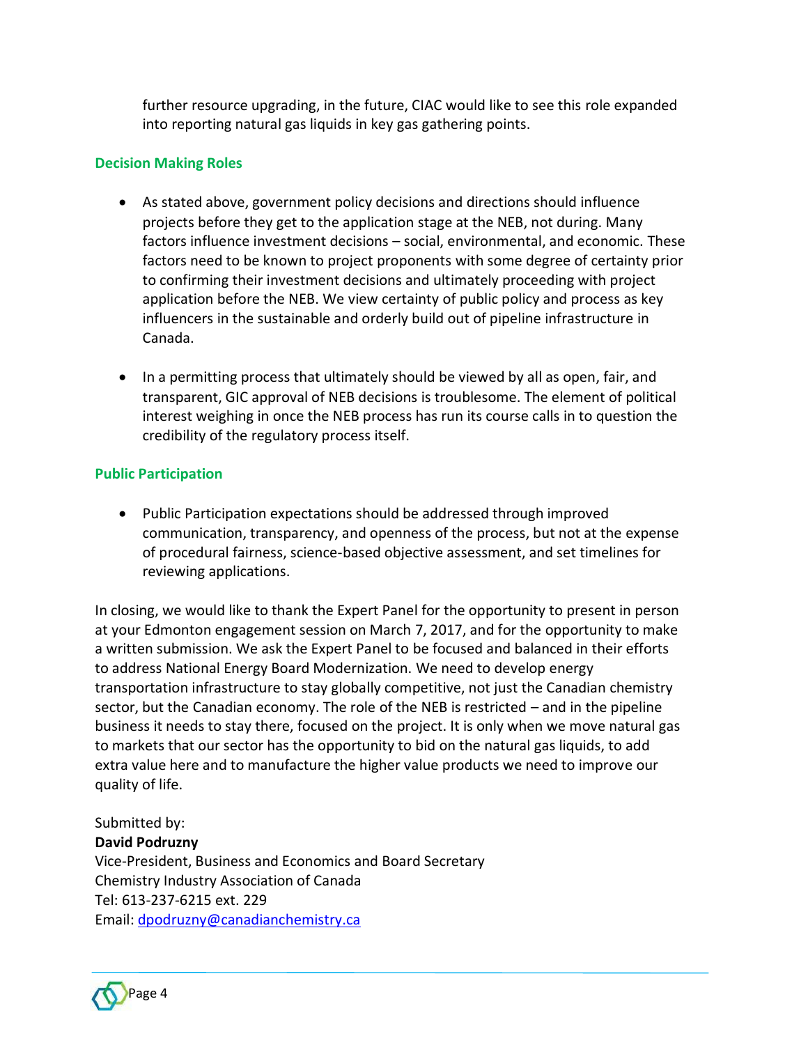further resource upgrading, in the future, CIAC would like to see this role expanded into reporting natural gas liquids in key gas gathering points.

### Decision Making Roles

- As stated above, government policy decisions and directions should influence projects before they get to the application stage at the NEB, not during. Many factors influence investment decisions – social, environmental, and economic. These factors need to be known to project proponents with some degree of certainty prior to confirming their investment decisions and ultimately proceeding with project application before the NEB. We view certainty of public policy and process as key influencers in the sustainable and orderly build out of pipeline infrastructure in Canada.
- In a permitting process that ultimately should be viewed by all as open, fair, and transparent, GIC approval of NEB decisions is troublesome. The element of political interest weighing in once the NEB process has run its course calls in to question the credibility of the regulatory process itself.

### Public Participation

- Public Participation expectations should be addressed through improved communication, transparency, and openness of the process, but not at the expense of procedural fairness, science-based objective assessment, and set timelines for reviewing applications.

In closing, we would like to thank the Expert Panel for the opportunity to present in person at your Edmonton engagement session on March 7, 2017, and for the opportunity to make a written submission. We ask the Expert Panel to be focused and balanced in their efforts to address National Energy Board Modernization. We need to develop energy transportation infrastructure to stay globally competitive, not just the Canadian chemistry sector, but the Canadian economy. The role of the NEB is restricted – and in the pipeline business it needs to stay there, focused on the project. It is only when we move natural gas to markets that our sector has the opportunity to bid on the natural gas liquids, to add extra value here and to manufacture the higher value products we need to improve our quality of life.

Submitted by:
**David Podruzny**
Vice-President, Business and Economics and Board Secretary
Chemistry Industry Association of Canada
Tel: 613-237-6215 ext. 229
Email: dpodruzny@canadianchemistry.ca